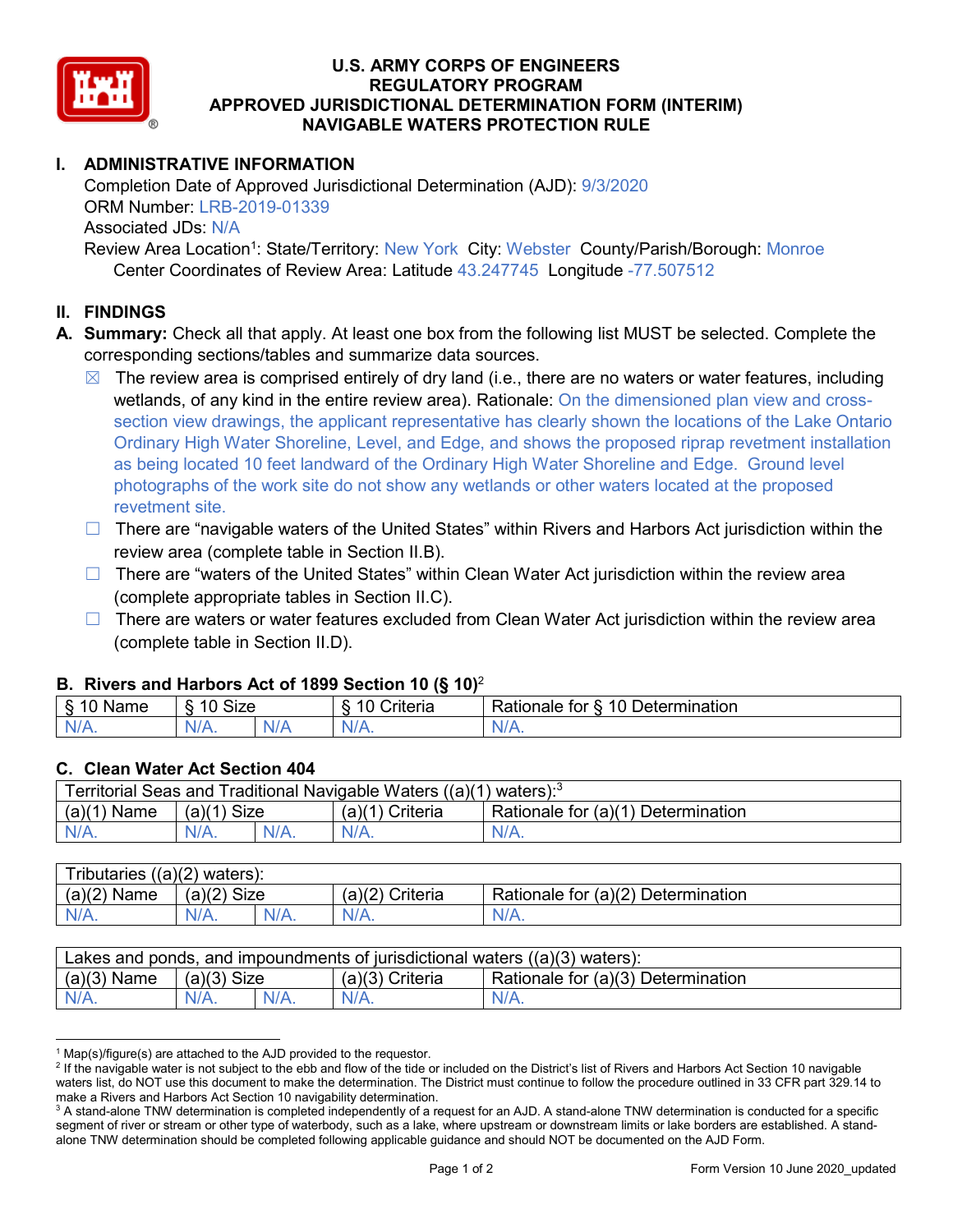# U.S. ARMY CORPS OF ENGINEERS
# REGULATORY PROGRAM
# APPROVED JURISDICTIONAL DETERMINATION FORM (INTERIM)
# NAVIGABLE WATERS PROTECTION RULE

## I. ADMINISTRATIVE INFORMATION

Completion Date of Approved Jurisdictional Determination (AJD): 9/3/2020
ORM Number: LRB-2019-01339
Associated JDs: N/A
Review Area Location[1]: State/Territory: New York City: Webster County/Parish/Borough: Monroe
Center Coordinates of Review Area: Latitude 43.247745 Longitude -77.507512

## II. FINDINGS

**A. Summary:** Check all that apply. At least one box from the following list MUST be selected. Complete the corresponding sections/tables and summarize data sources.

- ☒ The review area is comprised entirely of dry land (i.e., there are no waters or water features, including wetlands, of any kind in the entire review area). Rationale: On the dimensioned plan view and cross-section view drawings, the applicant representative has clearly shown the locations of the Lake Ontario Ordinary High Water Shoreline, Level, and Edge, and shows the proposed riprap revetment installation as being located 10 feet landward of the Ordinary High Water Shoreline and Edge. Ground level photographs of the work site do not show any wetlands or other waters located at the proposed revetment site.
- ☐ There are "navigable waters of the United States" within Rivers and Harbors Act jurisdiction within the review area (complete table in Section II.B).
- ☐ There are "waters of the United States" within Clean Water Act jurisdiction within the review area (complete appropriate tables in Section II.C).
- ☐ There are waters or water features excluded from Clean Water Act jurisdiction within the review area (complete table in Section II.D).

**B. Rivers and Harbors Act of 1899 Section 10 (§ 10)**[2]

| § 10 Name | § 10 Size | | § 10 Criteria | Rationale for § 10 Determination |
|---|---|---|---|---|
| N/A. | N/A. | N/A | N/A. | N/A. |

**C. Clean Water Act Section 404**

| Territorial Seas and Traditional Navigable Waters ((a)(1) waters):[3] | | | | |
|---|---|---|---|---|
| (a)(1) Name | (a)(1) Size | | (a)(1) Criteria | Rationale for (a)(1) Determination |
| N/A. | N/A. | N/A. | N/A. | N/A. |

| Tributaries ((a)(2) waters): | | | | |
|---|---|---|---|---|
| (a)(2) Name | (a)(2) Size | | (a)(2) Criteria | Rationale for (a)(2) Determination |
| N/A. | N/A. | N/A. | N/A. | N/A. |

| Lakes and ponds, and impoundments of jurisdictional waters ((a)(3) waters): | | | | |
|---|---|---|---|---|
| (a)(3) Name | (a)(3) Size | | (a)(3) Criteria | Rationale for (a)(3) Determination |
| N/A. | N/A. | N/A. | N/A. | N/A. |

---

[1] Map(s)/figure(s) are attached to the AJD provided to the requestor.

[2] If the navigable water is not subject to the ebb and flow of the tide or included on the District's list of Rivers and Harbors Act Section 10 navigable waters list, do NOT use this document to make the determination. The District must continue to follow the procedure outlined in 33 CFR part 329.14 to make a Rivers and Harbors Act Section 10 navigability determination.

[3] A stand-alone TNW determination is completed independently of a request for an AJD. A stand-alone TNW determination is conducted for a specific segment of river or stream or other type of waterbody, such as a lake, where upstream or downstream limits or lake borders are established. A stand-alone TNW determination should be completed following applicable guidance and should NOT be documented on the AJD Form.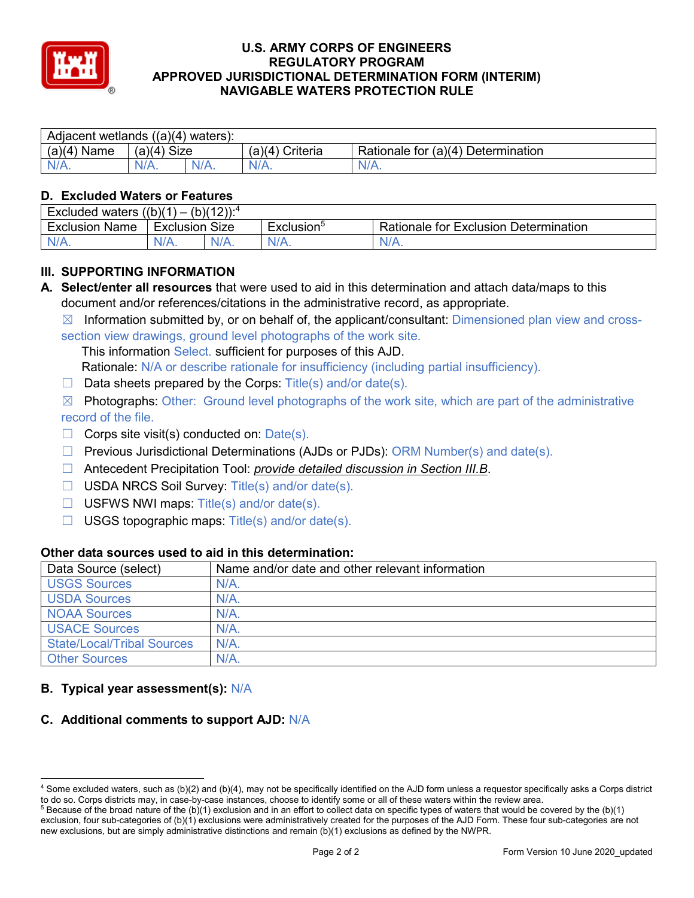# U.S. ARMY CORPS OF ENGINEERS
# REGULATORY PROGRAM
# APPROVED JURISDICTIONAL DETERMINATION FORM (INTERIM)
# NAVIGABLE WATERS PROTECTION RULE

| Adjacent wetlands ((a)(4) waters): | | | | |
|---|---|---|---|---|
| (a)(4) Name | (a)(4) Size | | (a)(4) Criteria | Rationale for (a)(4) Determination |
| N/A. | N/A. | N/A. | N/A. | N/A. |

## D. Excluded Waters or Features

| Excluded waters ((b)(1) – (b)(12)):[4] | | | | |
|---|---|---|---|---|
| Exclusion Name | Exclusion Size | | Exclusion[5] | Rationale for Exclusion Determination |
| N/A. | N/A. | N/A. | N/A. | N/A. |

## III. SUPPORTING INFORMATION

**A. Select/enter all resources** that were used to aid in this determination and attach data/maps to this document and/or references/citations in the administrative record, as appropriate.

☒ Information submitted by, or on behalf of, the applicant/consultant: Dimensioned plan view and cross-section view drawings, ground level photographs of the work site.
This information Select. sufficient for purposes of this AJD.
Rationale: N/A or describe rationale for insufficiency (including partial insufficiency).

☐ Data sheets prepared by the Corps: Title(s) and/or date(s).

☒ Photographs: Other: Ground level photographs of the work site, which are part of the administrative record of the file.

☐ Corps site visit(s) conducted on: Date(s).

☐ Previous Jurisdictional Determinations (AJDs or PJDs): ORM Number(s) and date(s).

☐ Antecedent Precipitation Tool: *provide detailed discussion in Section III.B*.

☐ USDA NRCS Soil Survey: Title(s) and/or date(s).

☐ USFWS NWI maps: Title(s) and/or date(s).

☐ USGS topographic maps: Title(s) and/or date(s).

### Other data sources used to aid in this determination:

| Data Source (select) | Name and/or date and other relevant information |
|---|---|
| USGS Sources | N/A. |
| USDA Sources | N/A. |
| NOAA Sources | N/A. |
| USACE Sources | N/A. |
| State/Local/Tribal Sources | N/A. |
| Other Sources | N/A. |

**B. Typical year assessment(s):** N/A

**C. Additional comments to support AJD:** N/A

---

[4] Some excluded waters, such as (b)(2) and (b)(4), may not be specifically identified on the AJD form unless a requestor specifically asks a Corps district to do so. Corps districts may, in case-by-case instances, choose to identify some or all of these waters within the review area.

[5] Because of the broad nature of the (b)(1) exclusion and in an effort to collect data on specific types of waters that would be covered by the (b)(1) exclusion, four sub-categories of (b)(1) exclusions were administratively created for the purposes of the AJD Form. These four sub-categories are not new exclusions, but are simply administrative distinctions and remain (b)(1) exclusions as defined by the NWPR.

Form Version 10 June 2020_updated